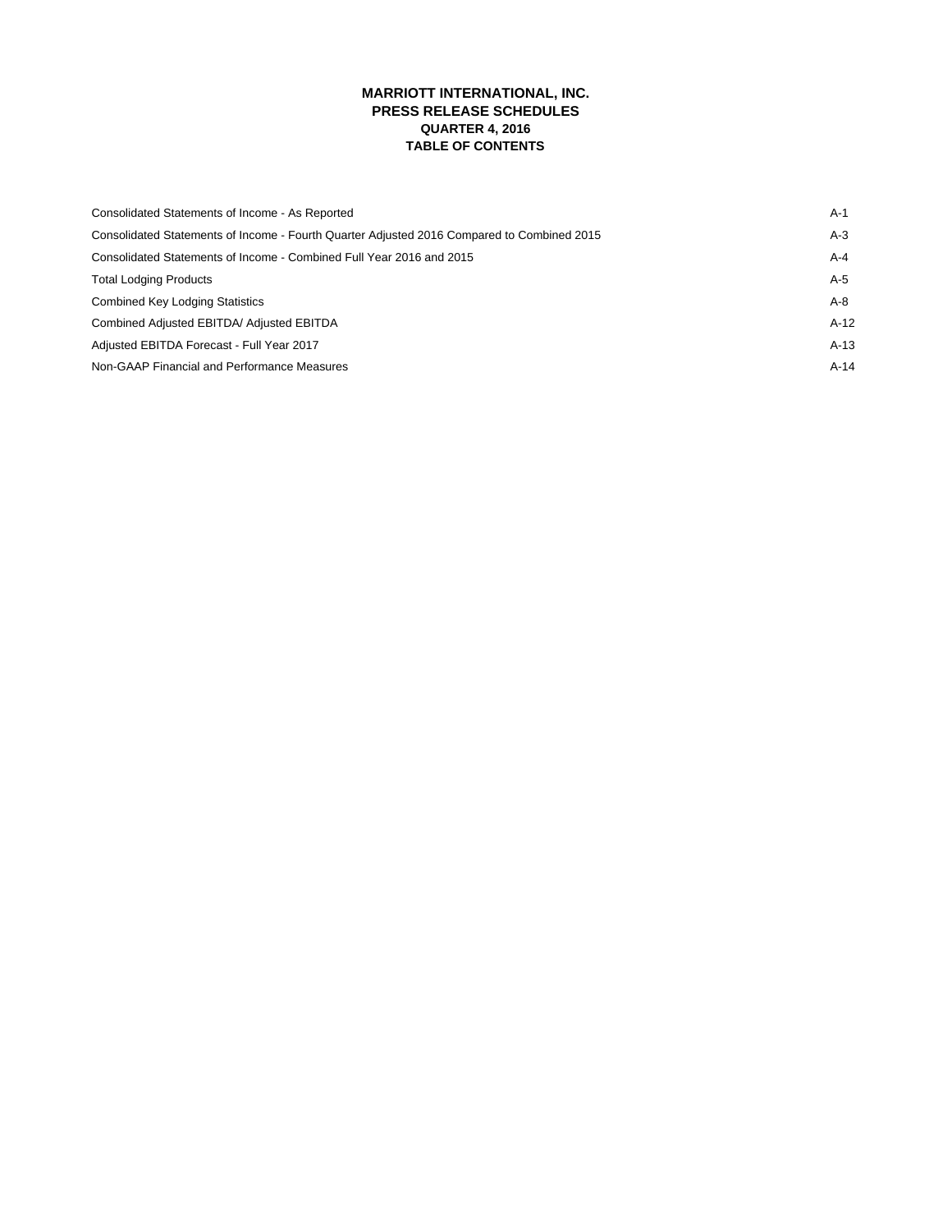# MARRIOTT INTERNATIONAL, INC.
## PRESS RELEASE SCHEDULES
### QUARTER 4, 2016
### TABLE OF CONTENTS

| | |
|---|---|
| Consolidated Statements of Income - As Reported | A-1 |
| Consolidated Statements of Income - Fourth Quarter Adjusted 2016 Compared to Combined 2015 | A-3 |
| Consolidated Statements of Income - Combined Full Year 2016 and 2015 | A-4 |
| Total Lodging Products | A-5 |
| Combined Key Lodging Statistics | A-8 |
| Combined Adjusted EBITDA/ Adjusted EBITDA | A-12 |
| Adjusted EBITDA Forecast - Full Year 2017 | A-13 |
| Non-GAAP Financial and Performance Measures | A-14 |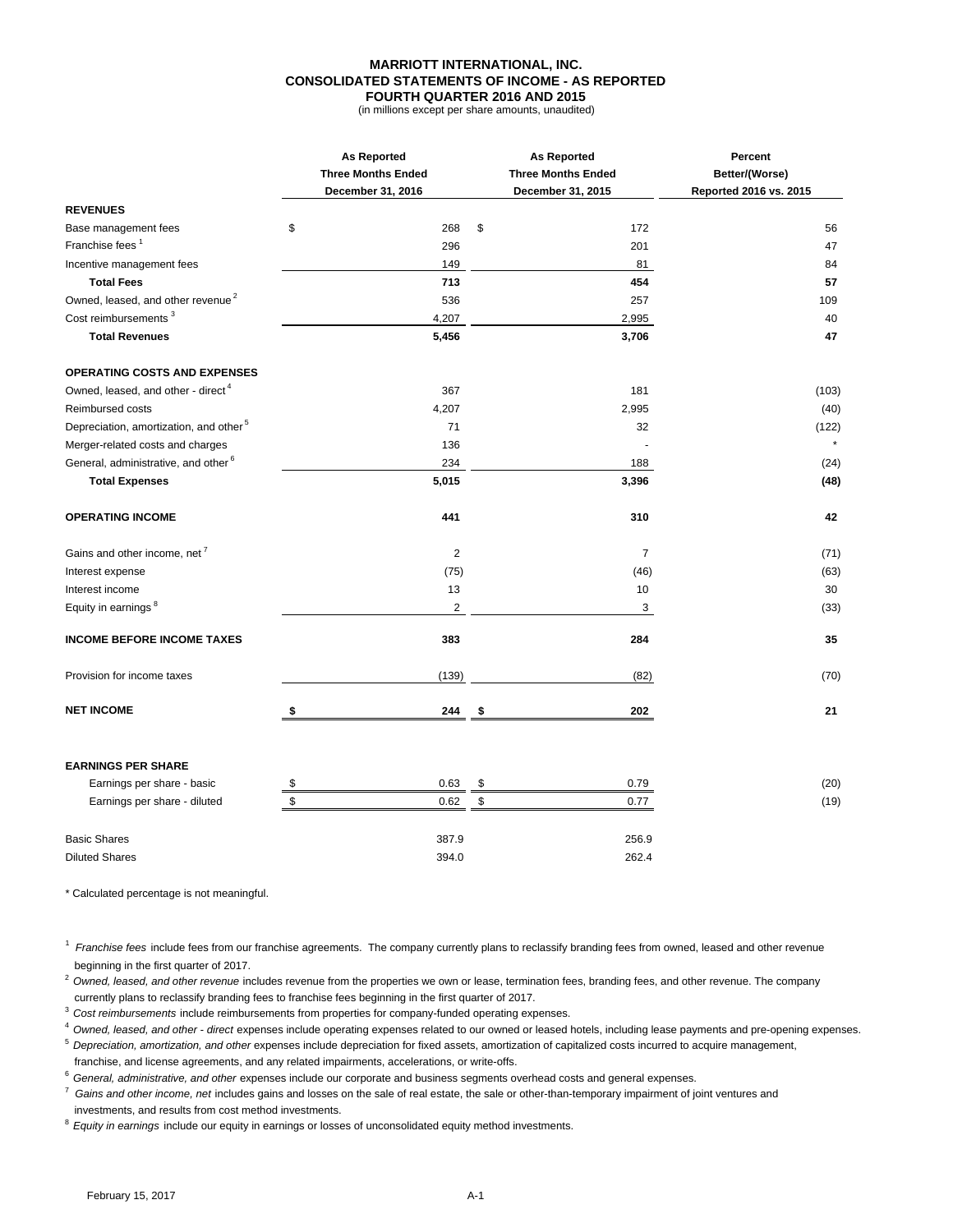# MARRIOTT INTERNATIONAL, INC.
## CONSOLIDATED STATEMENTS OF INCOME - AS REPORTED
### FOURTH QUARTER 2016 AND 2015
(in millions except per share amounts, unaudited)

| | As Reported Three Months Ended December 31, 2016 | As Reported Three Months Ended December 31, 2015 | Percent Better/(Worse) Reported 2016 vs. 2015 |
|---|---|---|---|
| **REVENUES** | | | |
| Base management fees | $ 268 | $ 172 | 56 |
| Franchise fees [1] | 296 | 201 | 47 |
| Incentive management fees | 149 | 81 | 84 |
| **Total Fees** | **713** | **454** | **57** |
| Owned, leased, and other revenue [2] | 536 | 257 | 109 |
| Cost reimbursements [3] | 4,207 | 2,995 | 40 |
| **Total Revenues** | **5,456** | **3,706** | **47** |
| | | | |
| **OPERATING COSTS AND EXPENSES** | | | |
| Owned, leased, and other - direct [4] | 367 | 181 | (103) |
| Reimbursed costs | 4,207 | 2,995 | (40) |
| Depreciation, amortization, and other [5] | 71 | 32 | (122) |
| Merger-related costs and charges | 136 | - | * |
| General, administrative, and other [6] | 234 | 188 | (24) |
| **Total Expenses** | **5,015** | **3,396** | **(48)** |
| | | | |
| **OPERATING INCOME** | **441** | **310** | **42** |
| | | | |
| Gains and other income, net [7] | 2 | 7 | (71) |
| Interest expense | (75) | (46) | (63) |
| Interest income | 13 | 10 | 30 |
| Equity in earnings [8] | 2 | 3 | (33) |
| | | | |
| **INCOME BEFORE INCOME TAXES** | **383** | **284** | **35** |
| | | | |
| Provision for income taxes | (139) | (82) | (70) |
| | | | |
| **NET INCOME** | **$ 244** | **$ 202** | **21** |
| | | | |
| **EARNINGS PER SHARE** | | | |
| Earnings per share - basic | $ 0.63 | $ 0.79 | (20) |
| Earnings per share - diluted | $ 0.62 | $ 0.77 | (19) |
| | | | |
| Basic Shares | 387.9 | 256.9 | |
| Diluted Shares | 394.0 | 262.4 | |

\* Calculated percentage is not meaningful.

[1] *Franchise fees* include fees from our franchise agreements. The company currently plans to reclassify branding fees from owned, leased and other revenue beginning in the first quarter of 2017.

[2] *Owned, leased, and other revenue* includes revenue from the properties we own or lease, termination fees, branding fees, and other revenue. The company currently plans to reclassify branding fees to franchise fees beginning in the first quarter of 2017.

[3] *Cost reimbursements* include reimbursements from properties for company-funded operating expenses.

[4] *Owned, leased, and other - direct* expenses include operating expenses related to our owned or leased hotels, including lease payments and pre-opening expenses.

[5] *Depreciation, amortization, and other* expenses include depreciation for fixed assets, amortization of capitalized costs incurred to acquire management, franchise, and license agreements, and any related impairments, accelerations, or write-offs.

[6] *General, administrative, and other* expenses include our corporate and business segments overhead costs and general expenses.

[7] *Gains and other income, net* includes gains and losses on the sale of real estate, the sale or other-than-temporary impairment of joint ventures and investments, and results from cost method investments.

[8] *Equity in earnings* include our equity in earnings or losses of unconsolidated equity method investments.

February 15, 2017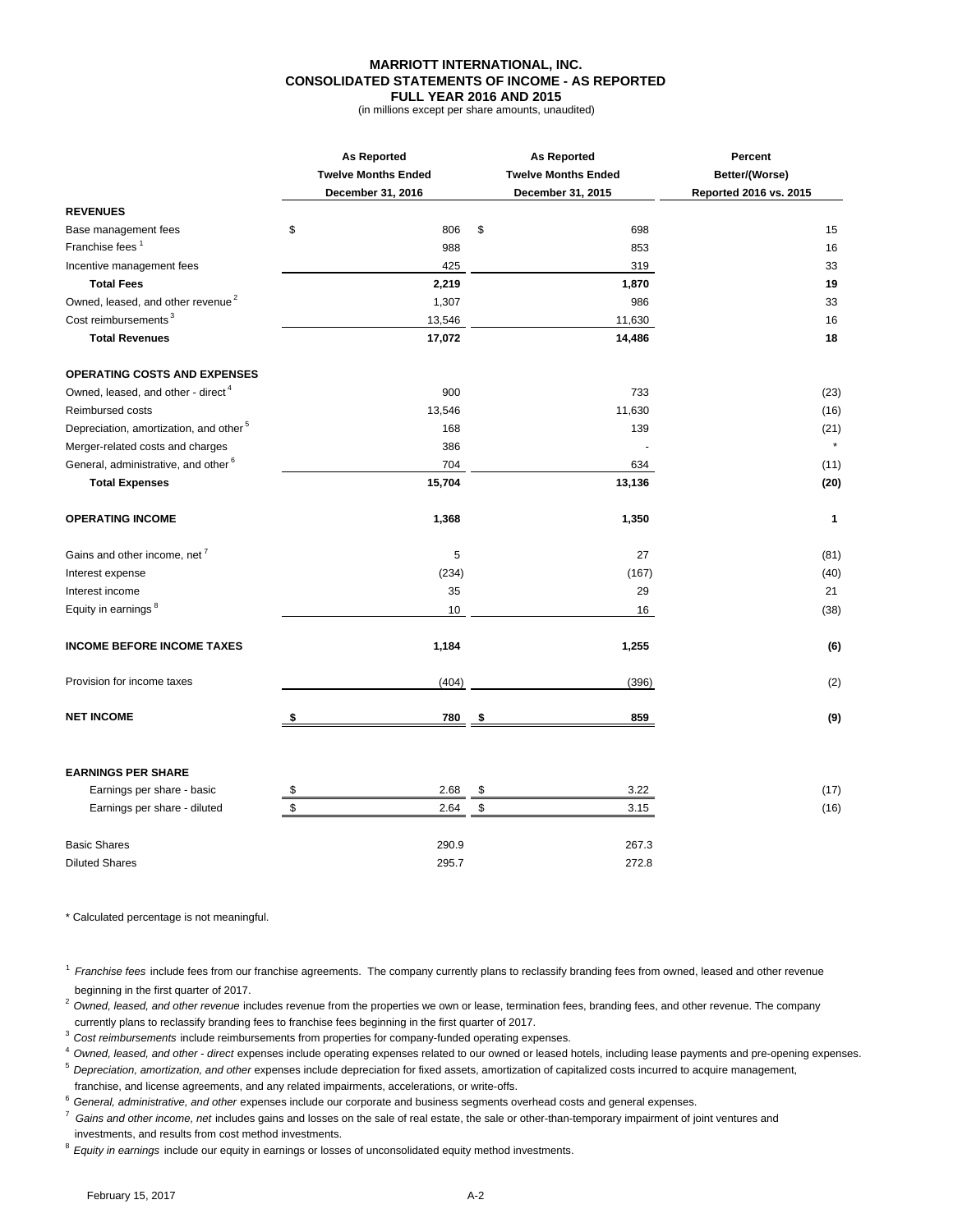# MARRIOTT INTERNATIONAL, INC.
## CONSOLIDATED STATEMENTS OF INCOME - AS REPORTED
### FULL YEAR 2016 AND 2015

(in millions except per share amounts, unaudited)

| | As Reported Twelve Months Ended December 31, 2016 | As Reported Twelve Months Ended December 31, 2015 | Percent Better/(Worse) Reported 2016 vs. 2015 |
|---|---|---|---|
| **REVENUES** | | | |
| Base management fees | $ 806 | $ 698 | 15 |
| Franchise fees [1] | 988 | 853 | 16 |
| Incentive management fees | 425 | 319 | 33 |
| **Total Fees** | **2,219** | **1,870** | **19** |
| Owned, leased, and other revenue [2] | 1,307 | 986 | 33 |
| Cost reimbursements [3] | 13,546 | 11,630 | 16 |
| **Total Revenues** | **17,072** | **14,486** | **18** |
| | | | |
| **OPERATING COSTS AND EXPENSES** | | | |
| Owned, leased, and other - direct [4] | 900 | 733 | (23) |
| Reimbursed costs | 13,546 | 11,630 | (16) |
| Depreciation, amortization, and other [5] | 168 | 139 | (21) |
| Merger-related costs and charges | 386 | - | * |
| General, administrative, and other [6] | 704 | 634 | (11) |
| **Total Expenses** | **15,704** | **13,136** | **(20)** |
| | | | |
| **OPERATING INCOME** | **1,368** | **1,350** | **1** |
| | | | |
| Gains and other income, net [7] | 5 | 27 | (81) |
| Interest expense | (234) | (167) | (40) |
| Interest income | 35 | 29 | 21 |
| Equity in earnings [8] | 10 | 16 | (38) |
| | | | |
| **INCOME BEFORE INCOME TAXES** | **1,184** | **1,255** | **(6)** |
| | | | |
| Provision for income taxes | (404) | (396) | (2) |
| | | | |
| **NET INCOME** | **$ 780** | **$ 859** | **(9)** |
| | | | |
| **EARNINGS PER SHARE** | | | |
| Earnings per share - basic | $ 2.68 | $ 3.22 | (17) |
| Earnings per share - diluted | $ 2.64 | $ 3.15 | (16) |
| | | | |
| Basic Shares | 290.9 | 267.3 | |
| Diluted Shares | 295.7 | 272.8 | |

* Calculated percentage is not meaningful.

[1] *Franchise fees* include fees from our franchise agreements. The company currently plans to reclassify branding fees from owned, leased and other revenue beginning in the first quarter of 2017.

[2] *Owned, leased, and other revenue* includes revenue from the properties we own or lease, termination fees, branding fees, and other revenue. The company currently plans to reclassify branding fees to franchise fees beginning in the first quarter of 2017.

[3] *Cost reimbursements* include reimbursements from properties for company-funded operating expenses.

[4] *Owned, leased, and other - direct* expenses include operating expenses related to our owned or leased hotels, including lease payments and pre-opening expenses.

[5] *Depreciation, amortization, and other* expenses include depreciation for fixed assets, amortization of capitalized costs incurred to acquire management, franchise, and license agreements, and any related impairments, accelerations, or write-offs.

[6] *General, administrative, and other* expenses include our corporate and business segments overhead costs and general expenses.

[7] *Gains and other income, net* includes gains and losses on the sale of real estate, the sale or other-than-temporary impairment of joint ventures and investments, and results from cost method investments.

[8] *Equity in earnings* include our equity in earnings or losses of unconsolidated equity method investments.

February 15, 2017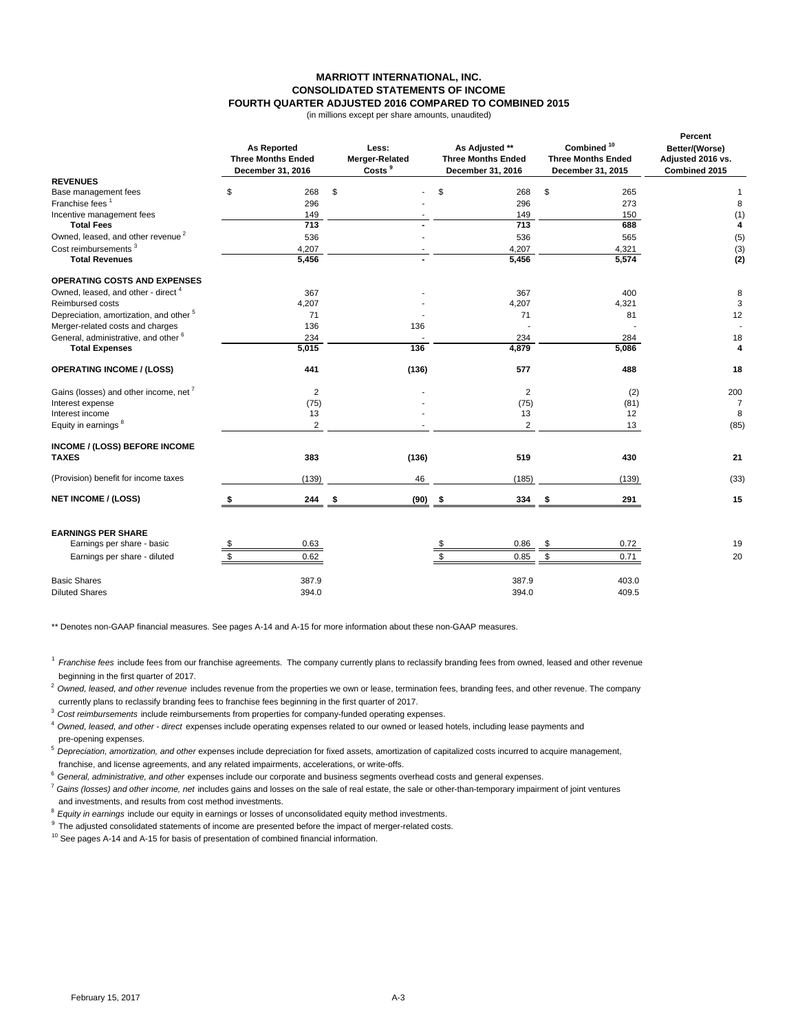# MARRIOTT INTERNATIONAL, INC.
## CONSOLIDATED STATEMENTS OF INCOME
### FOURTH QUARTER ADJUSTED 2016 COMPARED TO COMBINED 2015

(in millions except per share amounts, unaudited)

| | As Reported Three Months Ended December 31, 2016 | Less: Merger-Related Costs [9] | As Adjusted ** Three Months Ended December 31, 2016 | Combined [10] Three Months Ended December 31, 2015 | Percent Better/(Worse) Adjusted 2016 vs. Combined 2015 |
|---|---|---|---|---|---|
| **REVENUES** | | | | | |
| Base management fees | $ 268 | $ - | $ 268 | $ 265 | 1 |
| Franchise fees [1] | 296 | - | 296 | 273 | 8 |
| Incentive management fees | 149 | - | 149 | 150 | (1) |
| **Total Fees** | **713** | **-** | **713** | **688** | **4** |
| Owned, leased, and other revenue [2] | 536 | - | 536 | 565 | (5) |
| Cost reimbursements [3] | 4,207 | - | 4,207 | 4,321 | (3) |
| **Total Revenues** | **5,456** | **-** | **5,456** | **5,574** | **(2)** |
| **OPERATING COSTS AND EXPENSES** | | | | | |
| Owned, leased, and other - direct [4] | 367 | - | 367 | 400 | 8 |
| Reimbursed costs | 4,207 | - | 4,207 | 4,321 | 3 |
| Depreciation, amortization, and other [5] | 71 | - | 71 | 81 | 12 |
| Merger-related costs and charges | 136 | 136 | - | - | - |
| General, administrative, and other [6] | 234 | - | 234 | 284 | 18 |
| **Total Expenses** | **5,015** | **136** | **4,879** | **5,086** | **4** |
| **OPERATING INCOME / (LOSS)** | **441** | **(136)** | **577** | **488** | **18** |
| Gains (losses) and other income, net [7] | 2 | - | 2 | (2) | 200 |
| Interest expense | (75) | - | (75) | (81) | 7 |
| Interest income | 13 | - | 13 | 12 | 8 |
| Equity in earnings [8] | 2 | - | 2 | 13 | (85) |
| **INCOME / (LOSS) BEFORE INCOME TAXES** | **383** | **(136)** | **519** | **430** | **21** |
| (Provision) benefit for income taxes | (139) | 46 | (185) | (139) | (33) |
| **NET INCOME / (LOSS)** | **$ 244** | **$ (90)** | **$ 334** | **$ 291** | **15** |
| **EARNINGS PER SHARE** | | | | | |
| Earnings per share - basic | $ 0.63 | | $ 0.86 | $ 0.72 | 19 |
| Earnings per share - diluted | $ 0.62 | | $ 0.85 | $ 0.71 | 20 |
| Basic Shares | 387.9 | | 387.9 | 403.0 | |
| Diluted Shares | 394.0 | | 394.0 | 409.5 | |

** Denotes non-GAAP financial measures. See pages A-14 and A-15 for more information about these non-GAAP measures.

[1] *Franchise fees* include fees from our franchise agreements. The company currently plans to reclassify branding fees from owned, leased and other revenue beginning in the first quarter of 2017.

[2] *Owned, leased, and other revenue* includes revenue from the properties we own or lease, termination fees, branding fees, and other revenue. The company currently plans to reclassify branding fees to franchise fees beginning in the first quarter of 2017.

[3] *Cost reimbursements* include reimbursements from properties for company-funded operating expenses.

[4] *Owned, leased, and other - direct* expenses include operating expenses related to our owned or leased hotels, including lease payments and pre-opening expenses.

[5] *Depreciation, amortization, and other* expenses include depreciation for fixed assets, amortization of capitalized costs incurred to acquire management, franchise, and license agreements, and any related impairments, accelerations, or write-offs.

[6] *General, administrative, and other* expenses include our corporate and business segments overhead costs and general expenses.

[7] *Gains (losses) and other income, net* includes gains and losses on the sale of real estate, the sale or other-than-temporary impairment of joint ventures and investments, and results from cost method investments.

[8] *Equity in earnings* include our equity in earnings or losses of unconsolidated equity method investments.

[9] The adjusted consolidated statements of income are presented before the impact of merger-related costs.

[10] See pages A-14 and A-15 for basis of presentation of combined financial information.

February 15, 2017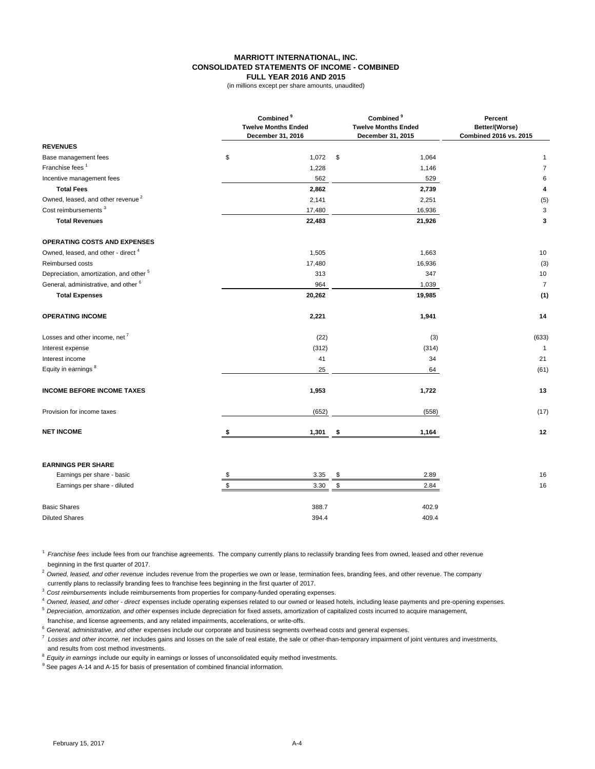# MARRIOTT INTERNATIONAL, INC.
## CONSOLIDATED STATEMENTS OF INCOME - COMBINED
### FULL YEAR 2016 AND 2015

(in millions except per share amounts, unaudited)

| | Combined [9] Twelve Months Ended December 31, 2016 | Combined [9] Twelve Months Ended December 31, 2015 | Percent Better/(Worse) Combined 2016 vs. 2015 |
|---|---|---|---|
| **REVENUES** | | | |
| Base management fees | $ 1,072 | $ 1,064 | 1 |
| Franchise fees [1] | 1,228 | 1,146 | 7 |
| Incentive management fees | 562 | 529 | 6 |
| **Total Fees** | **2,862** | **2,739** | **4** |
| Owned, leased, and other revenue [2] | 2,141 | 2,251 | (5) |
| Cost reimbursements [3] | 17,480 | 16,936 | 3 |
| **Total Revenues** | **22,483** | **21,926** | **3** |
| **OPERATING COSTS AND EXPENSES** | | | |
| Owned, leased, and other - direct [4] | 1,505 | 1,663 | 10 |
| Reimbursed costs | 17,480 | 16,936 | (3) |
| Depreciation, amortization, and other [5] | 313 | 347 | 10 |
| General, administrative, and other [6] | 964 | 1,039 | 7 |
| **Total Expenses** | **20,262** | **19,985** | **(1)** |
| **OPERATING INCOME** | **2,221** | **1,941** | **14** |
| Losses and other income, net [7] | (22) | (3) | (633) |
| Interest expense | (312) | (314) | 1 |
| Interest income | 41 | 34 | 21 |
| Equity in earnings [8] | 25 | 64 | (61) |
| **INCOME BEFORE INCOME TAXES** | **1,953** | **1,722** | **13** |
| Provision for income taxes | (652) | (558) | (17) |
| **NET INCOME** | **$ 1,301** | **$ 1,164** | **12** |
| **EARNINGS PER SHARE** | | | |
| Earnings per share - basic | $ 3.35 | $ 2.89 | 16 |
| Earnings per share - diluted | $ 3.30 | $ 2.84 | 16 |
| Basic Shares | 388.7 | 402.9 | |
| Diluted Shares | 394.4 | 409.4 | |

[1] *Franchise fees* include fees from our franchise agreements. The company currently plans to reclassify branding fees from owned, leased and other revenue beginning in the first quarter of 2017.

[2] *Owned, leased, and other revenue* includes revenue from the properties we own or lease, termination fees, branding fees, and other revenue. The company currently plans to reclassify branding fees to franchise fees beginning in the first quarter of 2017.

[3] *Cost reimbursements* include reimbursements from properties for company-funded operating expenses.

[4] *Owned, leased, and other - direct* expenses include operating expenses related to our owned or leased hotels, including lease payments and pre-opening expenses.

[5] *Depreciation, amortization, and other* expenses include depreciation for fixed assets, amortization of capitalized costs incurred to acquire management, franchise, and license agreements, and any related impairments, accelerations, or write-offs.

[6] *General, administrative, and other* expenses include our corporate and business segments overhead costs and general expenses.

[7] *Losses and other income, net* includes gains and losses on the sale of real estate, the sale or other-than-temporary impairment of joint ventures and investments, and results from cost method investments.

[8] *Equity in earnings* include our equity in earnings or losses of unconsolidated equity method investments.

[9] See pages A-14 and A-15 for basis of presentation of combined financial information.

February 15, 2017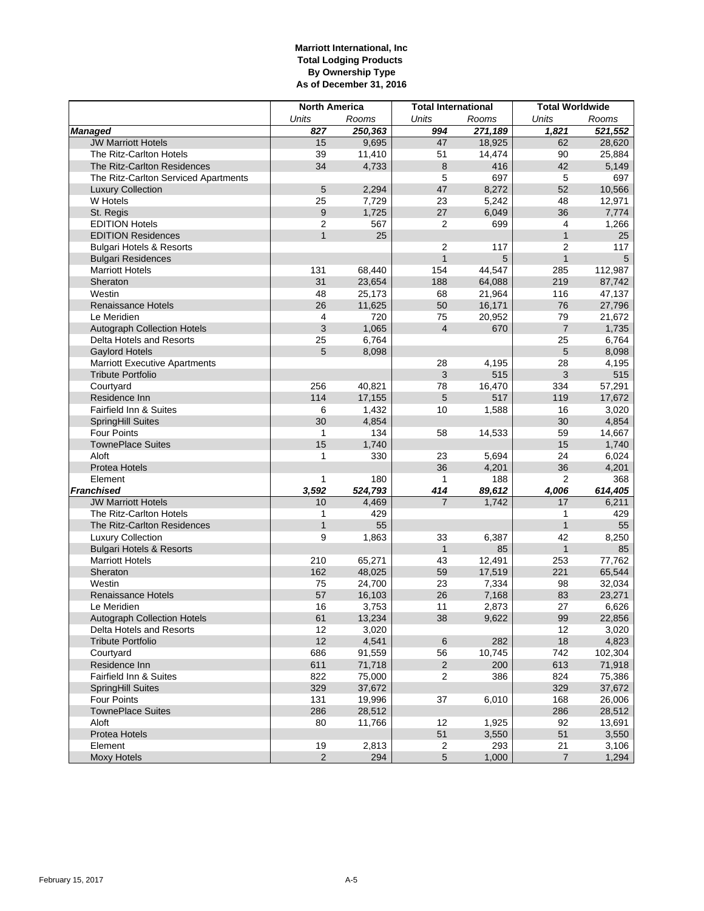**Marriott International, Inc**
**Total Lodging Products**
**By Ownership Type**
**As of December 31, 2016**

| | North America | | Total International | | Total Worldwide | |
|---|---|---|---|---|---|---|
| | *Units* | *Rooms* | *Units* | *Rooms* | *Units* | *Rooms* |
| ***Managed*** | ***827*** | ***250,363*** | ***994*** | ***271,189*** | ***1,821*** | ***521,552*** |
| JW Marriott Hotels | 15 | 9,695 | 47 | 18,925 | 62 | 28,620 |
| The Ritz-Carlton Hotels | 39 | 11,410 | 51 | 14,474 | 90 | 25,884 |
| The Ritz-Carlton Residences | 34 | 4,733 | 8 | 416 | 42 | 5,149 |
| The Ritz-Carlton Serviced Apartments | | | 5 | 697 | 5 | 697 |
| Luxury Collection | 5 | 2,294 | 47 | 8,272 | 52 | 10,566 |
| W Hotels | 25 | 7,729 | 23 | 5,242 | 48 | 12,971 |
| St. Regis | 9 | 1,725 | 27 | 6,049 | 36 | 7,774 |
| EDITION Hotels | 2 | 567 | 2 | 699 | 4 | 1,266 |
| EDITION Residences | 1 | 25 | | | 1 | 25 |
| Bulgari Hotels & Resorts | | | 2 | 117 | 2 | 117 |
| Bulgari Residences | | | 1 | 5 | 1 | 5 |
| Marriott Hotels | 131 | 68,440 | 154 | 44,547 | 285 | 112,987 |
| Sheraton | 31 | 23,654 | 188 | 64,088 | 219 | 87,742 |
| Westin | 48 | 25,173 | 68 | 21,964 | 116 | 47,137 |
| Renaissance Hotels | 26 | 11,625 | 50 | 16,171 | 76 | 27,796 |
| Le Meridien | 4 | 720 | 75 | 20,952 | 79 | 21,672 |
| Autograph Collection Hotels | 3 | 1,065 | 4 | 670 | 7 | 1,735 |
| Delta Hotels and Resorts | 25 | 6,764 | | | 25 | 6,764 |
| Gaylord Hotels | 5 | 8,098 | | | 5 | 8,098 |
| Marriott Executive Apartments | | | 28 | 4,195 | 28 | 4,195 |
| Tribute Portfolio | | | 3 | 515 | 3 | 515 |
| Courtyard | 256 | 40,821 | 78 | 16,470 | 334 | 57,291 |
| Residence Inn | 114 | 17,155 | 5 | 517 | 119 | 17,672 |
| Fairfield Inn & Suites | 6 | 1,432 | 10 | 1,588 | 16 | 3,020 |
| SpringHill Suites | 30 | 4,854 | | | 30 | 4,854 |
| Four Points | 1 | 134 | 58 | 14,533 | 59 | 14,667 |
| TownePlace Suites | 15 | 1,740 | | | 15 | 1,740 |
| Aloft | 1 | 330 | 23 | 5,694 | 24 | 6,024 |
| Protea Hotels | | | 36 | 4,201 | 36 | 4,201 |
| Element | 1 | 180 | 1 | 188 | 2 | 368 |
| ***Franchised*** | ***3,592*** | ***524,793*** | ***414*** | ***89,612*** | ***4,006*** | ***614,405*** |
| JW Marriott Hotels | 10 | 4,469 | 7 | 1,742 | 17 | 6,211 |
| The Ritz-Carlton Hotels | 1 | 429 | | | 1 | 429 |
| The Ritz-Carlton Residences | 1 | 55 | | | 1 | 55 |
| Luxury Collection | 9 | 1,863 | 33 | 6,387 | 42 | 8,250 |
| Bulgari Hotels & Resorts | | | 1 | 85 | 1 | 85 |
| Marriott Hotels | 210 | 65,271 | 43 | 12,491 | 253 | 77,762 |
| Sheraton | 162 | 48,025 | 59 | 17,519 | 221 | 65,544 |
| Westin | 75 | 24,700 | 23 | 7,334 | 98 | 32,034 |
| Renaissance Hotels | 57 | 16,103 | 26 | 7,168 | 83 | 23,271 |
| Le Meridien | 16 | 3,753 | 11 | 2,873 | 27 | 6,626 |
| Autograph Collection Hotels | 61 | 13,234 | 38 | 9,622 | 99 | 22,856 |
| Delta Hotels and Resorts | 12 | 3,020 | | | 12 | 3,020 |
| Tribute Portfolio | 12 | 4,541 | 6 | 282 | 18 | 4,823 |
| Courtyard | 686 | 91,559 | 56 | 10,745 | 742 | 102,304 |
| Residence Inn | 611 | 71,718 | 2 | 200 | 613 | 71,918 |
| Fairfield Inn & Suites | 822 | 75,000 | 2 | 386 | 824 | 75,386 |
| SpringHill Suites | 329 | 37,672 | | | 329 | 37,672 |
| Four Points | 131 | 19,996 | 37 | 6,010 | 168 | 26,006 |
| TownePlace Suites | 286 | 28,512 | | | 286 | 28,512 |
| Aloft | 80 | 11,766 | 12 | 1,925 | 92 | 13,691 |
| Protea Hotels | | | 51 | 3,550 | 51 | 3,550 |
| Element | 19 | 2,813 | 2 | 293 | 21 | 3,106 |
| Moxy Hotels | 2 | 294 | 5 | 1,000 | 7 | 1,294 |

February 15, 2017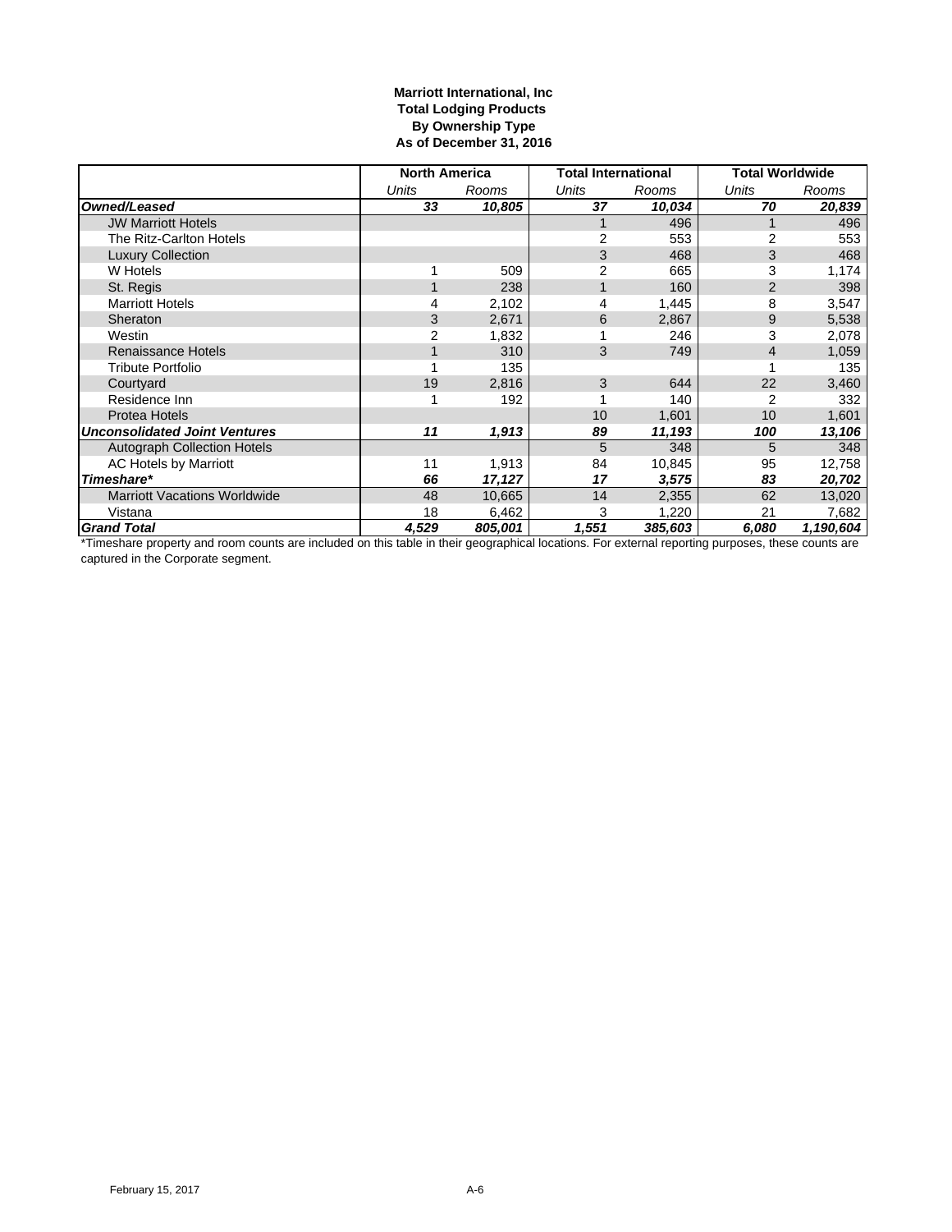**Marriott International, Inc**
**Total Lodging Products**
**By Ownership Type**
**As of December 31, 2016**

| | North America | | Total International | | Total Worldwide | |
|---|---|---|---|---|---|---|
| | *Units* | *Rooms* | *Units* | *Rooms* | *Units* | *Rooms* |
| ***Owned/Leased*** | ***33*** | ***10,805*** | ***37*** | ***10,034*** | ***70*** | ***20,839*** |
| JW Marriott Hotels | | | 1 | 496 | 1 | 496 |
| The Ritz-Carlton Hotels | | | 2 | 553 | 2 | 553 |
| Luxury Collection | | | 3 | 468 | 3 | 468 |
| W Hotels | 1 | 509 | 2 | 665 | 3 | 1,174 |
| St. Regis | 1 | 238 | 1 | 160 | 2 | 398 |
| Marriott Hotels | 4 | 2,102 | 4 | 1,445 | 8 | 3,547 |
| Sheraton | 3 | 2,671 | 6 | 2,867 | 9 | 5,538 |
| Westin | 2 | 1,832 | 1 | 246 | 3 | 2,078 |
| Renaissance Hotels | 1 | 310 | 3 | 749 | 4 | 1,059 |
| Tribute Portfolio | 1 | 135 | | | 1 | 135 |
| Courtyard | 19 | 2,816 | 3 | 644 | 22 | 3,460 |
| Residence Inn | 1 | 192 | 1 | 140 | 2 | 332 |
| Protea Hotels | | | 10 | 1,601 | 10 | 1,601 |
| ***Unconsolidated Joint Ventures*** | ***11*** | ***1,913*** | ***89*** | ***11,193*** | ***100*** | ***13,106*** |
| Autograph Collection Hotels | | | 5 | 348 | 5 | 348 |
| AC Hotels by Marriott | 11 | 1,913 | 84 | 10,845 | 95 | 12,758 |
| ***Timeshare**** | ***66*** | ***17,127*** | ***17*** | ***3,575*** | ***83*** | ***20,702*** |
| Marriott Vacations Worldwide | 48 | 10,665 | 14 | 2,355 | 62 | 13,020 |
| Vistana | 18 | 6,462 | 3 | 1,220 | 21 | 7,682 |
| ***Grand Total*** | ***4,529*** | ***805,001*** | ***1,551*** | ***385,603*** | ***6,080*** | ***1,190,604*** |

*Timeshare property and room counts are included on this table in their geographical locations. For external reporting purposes, these counts are captured in the Corporate segment.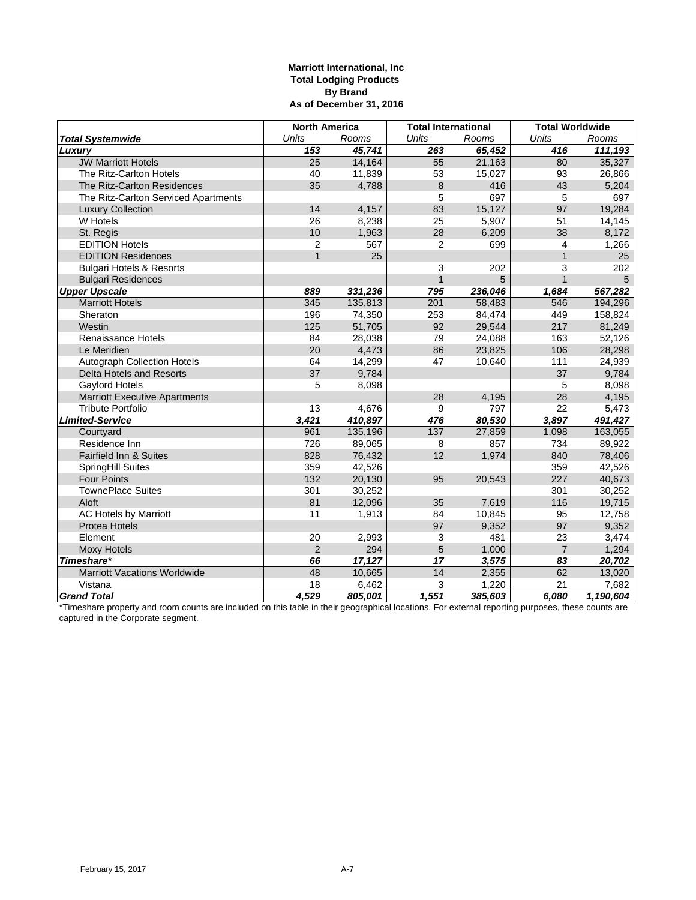**Marriott International, Inc**
**Total Lodging Products**
**By Brand**
**As of December 31, 2016**

| | North America | | Total International | | Total Worldwide | |
|---|---|---|---|---|---|---|
| ***Total Systemwide*** | *Units* | *Rooms* | *Units* | *Rooms* | *Units* | *Rooms* |
| ***Luxury*** | ***153*** | ***45,741*** | ***263*** | ***65,452*** | ***416*** | ***111,193*** |
| JW Marriott Hotels | 25 | 14,164 | 55 | 21,163 | 80 | 35,327 |
| The Ritz-Carlton Hotels | 40 | 11,839 | 53 | 15,027 | 93 | 26,866 |
| The Ritz-Carlton Residences | 35 | 4,788 | 8 | 416 | 43 | 5,204 |
| The Ritz-Carlton Serviced Apartments | | | 5 | 697 | 5 | 697 |
| Luxury Collection | 14 | 4,157 | 83 | 15,127 | 97 | 19,284 |
| W Hotels | 26 | 8,238 | 25 | 5,907 | 51 | 14,145 |
| St. Regis | 10 | 1,963 | 28 | 6,209 | 38 | 8,172 |
| EDITION Hotels | 2 | 567 | 2 | 699 | 4 | 1,266 |
| EDITION Residences | 1 | 25 | | | 1 | 25 |
| Bulgari Hotels & Resorts | | | 3 | 202 | 3 | 202 |
| Bulgari Residences | | | 1 | 5 | 1 | 5 |
| ***Upper Upscale*** | ***889*** | ***331,236*** | ***795*** | ***236,046*** | ***1,684*** | ***567,282*** |
| Marriott Hotels | 345 | 135,813 | 201 | 58,483 | 546 | 194,296 |
| Sheraton | 196 | 74,350 | 253 | 84,474 | 449 | 158,824 |
| Westin | 125 | 51,705 | 92 | 29,544 | 217 | 81,249 |
| Renaissance Hotels | 84 | 28,038 | 79 | 24,088 | 163 | 52,126 |
| Le Meridien | 20 | 4,473 | 86 | 23,825 | 106 | 28,298 |
| Autograph Collection Hotels | 64 | 14,299 | 47 | 10,640 | 111 | 24,939 |
| Delta Hotels and Resorts | 37 | 9,784 | | | 37 | 9,784 |
| Gaylord Hotels | 5 | 8,098 | | | 5 | 8,098 |
| Marriott Executive Apartments | | | 28 | 4,195 | 28 | 4,195 |
| Tribute Portfolio | 13 | 4,676 | 9 | 797 | 22 | 5,473 |
| ***Limited-Service*** | ***3,421*** | ***410,897*** | ***476*** | ***80,530*** | ***3,897*** | ***491,427*** |
| Courtyard | 961 | 135,196 | 137 | 27,859 | 1,098 | 163,055 |
| Residence Inn | 726 | 89,065 | 8 | 857 | 734 | 89,922 |
| Fairfield Inn & Suites | 828 | 76,432 | 12 | 1,974 | 840 | 78,406 |
| SpringHill Suites | 359 | 42,526 | | | 359 | 42,526 |
| Four Points | 132 | 20,130 | 95 | 20,543 | 227 | 40,673 |
| TownePlace Suites | 301 | 30,252 | | | 301 | 30,252 |
| Aloft | 81 | 12,096 | 35 | 7,619 | 116 | 19,715 |
| AC Hotels by Marriott | 11 | 1,913 | 84 | 10,845 | 95 | 12,758 |
| Protea Hotels | | | 97 | 9,352 | 97 | 9,352 |
| Element | 20 | 2,993 | 3 | 481 | 23 | 3,474 |
| Moxy Hotels | 2 | 294 | 5 | 1,000 | 7 | 1,294 |
| ***Timeshare**** | ***66*** | ***17,127*** | ***17*** | ***3,575*** | ***83*** | ***20,702*** |
| Marriott Vacations Worldwide | 48 | 10,665 | 14 | 2,355 | 62 | 13,020 |
| Vistana | 18 | 6,462 | 3 | 1,220 | 21 | 7,682 |
| ***Grand Total*** | ***4,529*** | ***805,001*** | ***1,551*** | ***385,603*** | ***6,080*** | ***1,190,604*** |

*Timeshare property and room counts are included on this table in their geographical locations. For external reporting purposes, these counts are captured in the Corporate segment.

February 15, 2017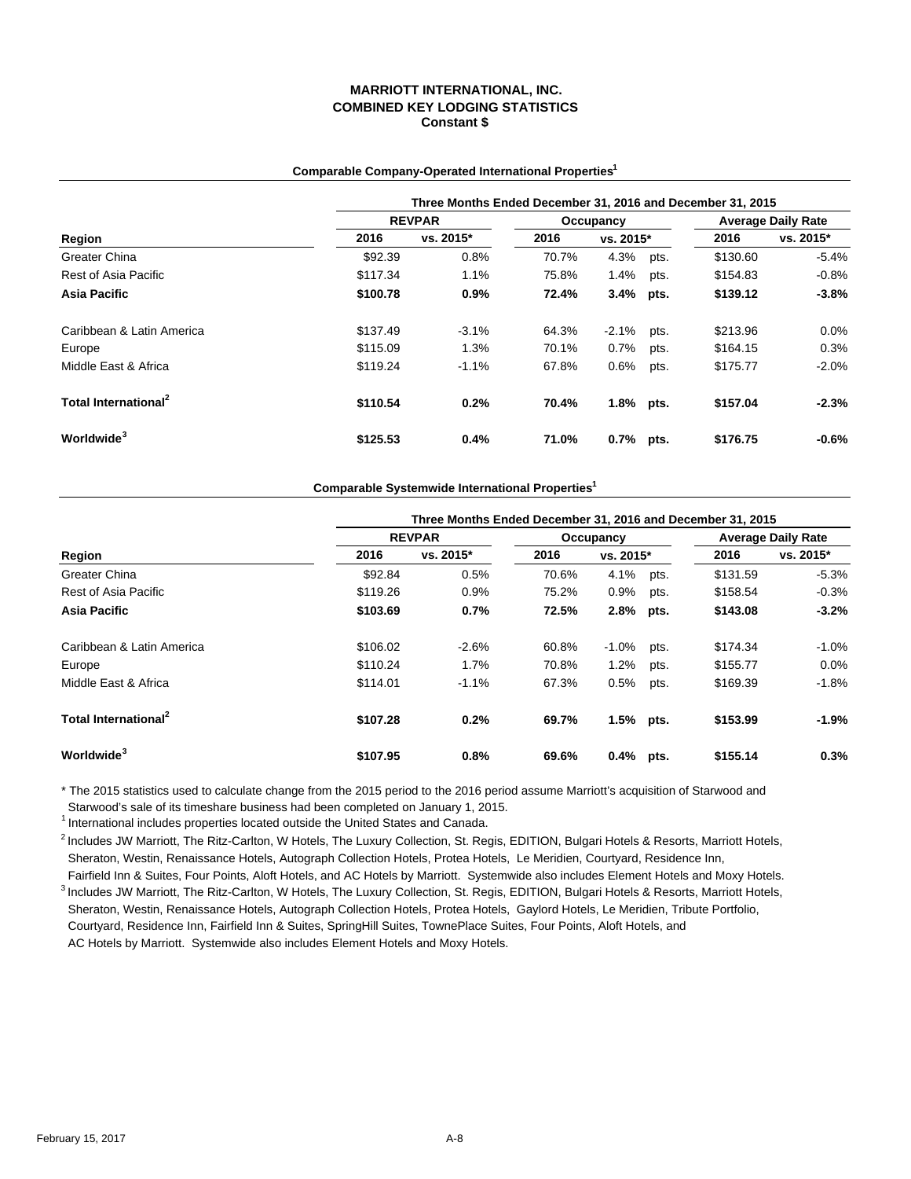# MARRIOTT INTERNATIONAL, INC.
## COMBINED KEY LODGING STATISTICS
### Constant $

**Comparable Company-Operated International Properties[1]**

| | Three Months Ended December 31, 2016 and December 31, 2015 | | | | | |
|---|---|---|---|---|---|---|
| | REVPAR | | Occupancy | | Average Daily Rate | |
| Region | 2016 | vs. 2015* | 2016 | vs. 2015* | 2016 | vs. 2015* |
| Greater China | $92.39 | 0.8% | 70.7% | 4.3% pts. | $130.60 | -5.4% |
| Rest of Asia Pacific | $117.34 | 1.1% | 75.8% | 1.4% pts. | $154.83 | -0.8% |
| **Asia Pacific** | **$100.78** | **0.9%** | **72.4%** | **3.4% pts.** | **$139.12** | **-3.8%** |
| Caribbean & Latin America | $137.49 | -3.1% | 64.3% | -2.1% pts. | $213.96 | 0.0% |
| Europe | $115.09 | 1.3% | 70.1% | 0.7% pts. | $164.15 | 0.3% |
| Middle East & Africa | $119.24 | -1.1% | 67.8% | 0.6% pts. | $175.77 | -2.0% |
| **Total International[2]** | **$110.54** | **0.2%** | **70.4%** | **1.8% pts.** | **$157.04** | **-2.3%** |
| **Worldwide[3]** | **$125.53** | **0.4%** | **71.0%** | **0.7% pts.** | **$176.75** | **-0.6%** |

**Comparable Systemwide International Properties[1]**

| | Three Months Ended December 31, 2016 and December 31, 2015 | | | | | |
|---|---|---|---|---|---|---|
| | REVPAR | | Occupancy | | Average Daily Rate | |
| Region | 2016 | vs. 2015* | 2016 | vs. 2015* | 2016 | vs. 2015* |
| Greater China | $92.84 | 0.5% | 70.6% | 4.1% pts. | $131.59 | -5.3% |
| Rest of Asia Pacific | $119.26 | 0.9% | 75.2% | 0.9% pts. | $158.54 | -0.3% |
| **Asia Pacific** | **$103.69** | **0.7%** | **72.5%** | **2.8% pts.** | **$143.08** | **-3.2%** |
| Caribbean & Latin America | $106.02 | -2.6% | 60.8% | -1.0% pts. | $174.34 | -1.0% |
| Europe | $110.24 | 1.7% | 70.8% | 1.2% pts. | $155.77 | 0.0% |
| Middle East & Africa | $114.01 | -1.1% | 67.3% | 0.5% pts. | $169.39 | -1.8% |
| **Total International[2]** | **$107.28** | **0.2%** | **69.7%** | **1.5% pts.** | **$153.99** | **-1.9%** |
| **Worldwide[3]** | **$107.95** | **0.8%** | **69.6%** | **0.4% pts.** | **$155.14** | **0.3%** |

* The 2015 statistics used to calculate change from the 2015 period to the 2016 period assume Marriott's acquisition of Starwood and Starwood's sale of its timeshare business had been completed on January 1, 2015.

[1] International includes properties located outside the United States and Canada.

[2] Includes JW Marriott, The Ritz-Carlton, W Hotels, The Luxury Collection, St. Regis, EDITION, Bulgari Hotels & Resorts, Marriott Hotels, Sheraton, Westin, Renaissance Hotels, Autograph Collection Hotels, Protea Hotels, Le Meridien, Courtyard, Residence Inn, Fairfield Inn & Suites, Four Points, Aloft Hotels, and AC Hotels by Marriott. Systemwide also includes Element Hotels and Moxy Hotels.

[3] Includes JW Marriott, The Ritz-Carlton, W Hotels, The Luxury Collection, St. Regis, EDITION, Bulgari Hotels & Resorts, Marriott Hotels, Sheraton, Westin, Renaissance Hotels, Autograph Collection Hotels, Protea Hotels, Gaylord Hotels, Le Meridien, Tribute Portfolio, Courtyard, Residence Inn, Fairfield Inn & Suites, SpringHill Suites, TownePlace Suites, Four Points, Aloft Hotels, and AC Hotels by Marriott. Systemwide also includes Element Hotels and Moxy Hotels.

February 15, 2017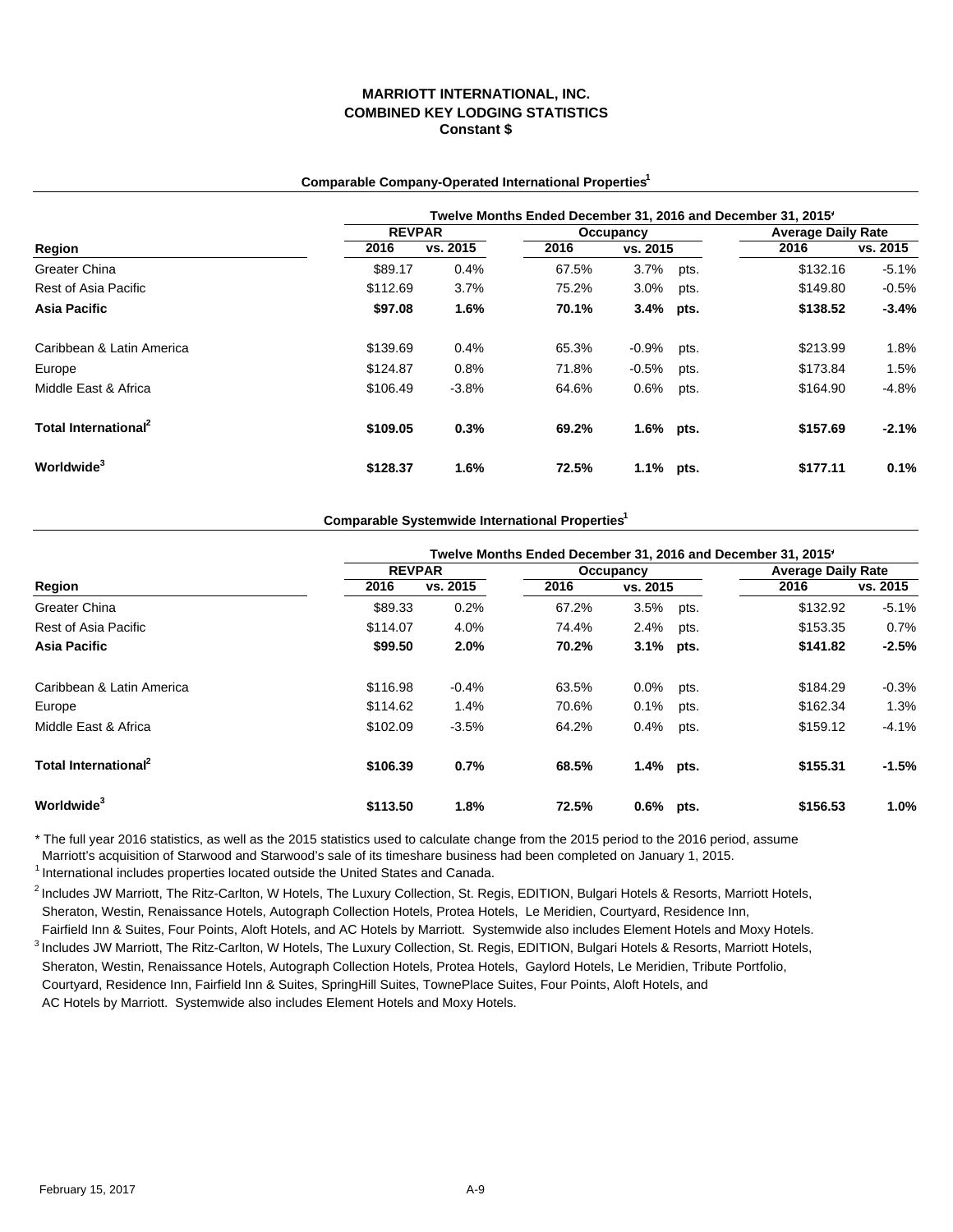**MARRIOTT INTERNATIONAL, INC.**
**COMBINED KEY LODGING STATISTICS**
**Constant $**

**Comparable Company-Operated International Properties[1]**

| | Twelve Months Ended December 31, 2016 and December 31, 2015* | | | | | |
|---|---|---|---|---|---|---|
| | REVPAR | | Occupancy | | Average Daily Rate | |
| **Region** | **2016** | **vs. 2015** | **2016** | **vs. 2015** | **2016** | **vs. 2015** |
| Greater China | $89.17 | 0.4% | 67.5% | 3.7% pts. | $132.16 | -5.1% |
| Rest of Asia Pacific | $112.69 | 3.7% | 75.2% | 3.0% pts. | $149.80 | -0.5% |
| **Asia Pacific** | **$97.08** | **1.6%** | **70.1%** | **3.4% pts.** | **$138.52** | **-3.4%** |
| Caribbean & Latin America | $139.69 | 0.4% | 65.3% | -0.9% pts. | $213.99 | 1.8% |
| Europe | $124.87 | 0.8% | 71.8% | -0.5% pts. | $173.84 | 1.5% |
| Middle East & Africa | $106.49 | -3.8% | 64.6% | 0.6% pts. | $164.90 | -4.8% |
| **Total International[2]** | **$109.05** | **0.3%** | **69.2%** | **1.6% pts.** | **$157.69** | **-2.1%** |
| **Worldwide[3]** | **$128.37** | **1.6%** | **72.5%** | **1.1% pts.** | **$177.11** | **0.1%** |

**Comparable Systemwide International Properties[1]**

| | Twelve Months Ended December 31, 2016 and December 31, 2015* | | | | | |
|---|---|---|---|---|---|---|
| | REVPAR | | Occupancy | | Average Daily Rate | |
| **Region** | **2016** | **vs. 2015** | **2016** | **vs. 2015** | **2016** | **vs. 2015** |
| Greater China | $89.33 | 0.2% | 67.2% | 3.5% pts. | $132.92 | -5.1% |
| Rest of Asia Pacific | $114.07 | 4.0% | 74.4% | 2.4% pts. | $153.35 | 0.7% |
| **Asia Pacific** | **$99.50** | **2.0%** | **70.2%** | **3.1% pts.** | **$141.82** | **-2.5%** |
| Caribbean & Latin America | $116.98 | -0.4% | 63.5% | 0.0% pts. | $184.29 | -0.3% |
| Europe | $114.62 | 1.4% | 70.6% | 0.1% pts. | $162.34 | 1.3% |
| Middle East & Africa | $102.09 | -3.5% | 64.2% | 0.4% pts. | $159.12 | -4.1% |
| **Total International[2]** | **$106.39** | **0.7%** | **68.5%** | **1.4% pts.** | **$155.31** | **-1.5%** |
| **Worldwide[3]** | **$113.50** | **1.8%** | **72.5%** | **0.6% pts.** | **$156.53** | **1.0%** |

* The full year 2016 statistics, as well as the 2015 statistics used to calculate change from the 2015 period to the 2016 period, assume Marriott's acquisition of Starwood and Starwood's sale of its timeshare business had been completed on January 1, 2015.

[1] International includes properties located outside the United States and Canada.

[2] Includes JW Marriott, The Ritz-Carlton, W Hotels, The Luxury Collection, St. Regis, EDITION, Bulgari Hotels & Resorts, Marriott Hotels, Sheraton, Westin, Renaissance Hotels, Autograph Collection Hotels, Protea Hotels, Le Meridien, Courtyard, Residence Inn, Fairfield Inn & Suites, Four Points, Aloft Hotels, and AC Hotels by Marriott. Systemwide also includes Element Hotels and Moxy Hotels.

[3] Includes JW Marriott, The Ritz-Carlton, W Hotels, The Luxury Collection, St. Regis, EDITION, Bulgari Hotels & Resorts, Marriott Hotels, Sheraton, Westin, Renaissance Hotels, Autograph Collection Hotels, Protea Hotels, Gaylord Hotels, Le Meridien, Tribute Portfolio, Courtyard, Residence Inn, Fairfield Inn & Suites, SpringHill Suites, TownePlace Suites, Four Points, Aloft Hotels, and AC Hotels by Marriott. Systemwide also includes Element Hotels and Moxy Hotels.

February 15, 2017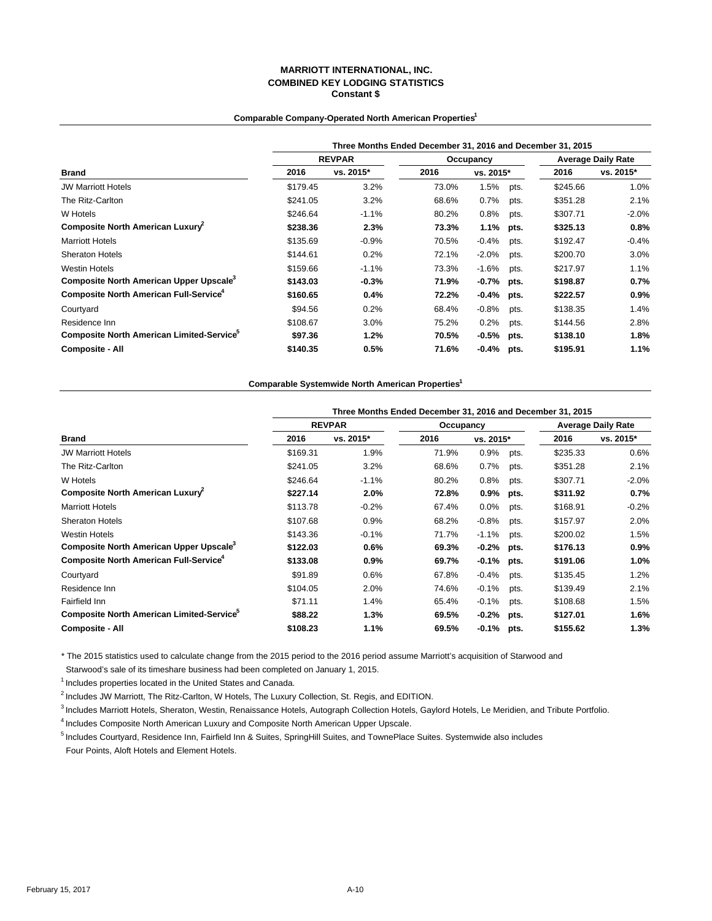**MARRIOTT INTERNATIONAL, INC.**
**COMBINED KEY LODGING STATISTICS**
**Constant $**

**Comparable Company-Operated North American Properties[1]**

| | Three Months Ended December 31, 2016 and December 31, 2015 | | | | | |
|---|---|---|---|---|---|---|
| | REVPAR | | Occupancy | | Average Daily Rate | |
| **Brand** | 2016 | vs. 2015* | 2016 | vs. 2015* | 2016 | vs. 2015* |
| JW Marriott Hotels | $179.45 | 3.2% | 73.0% | 1.5% pts. | $245.66 | 1.0% |
| The Ritz-Carlton | $241.05 | 3.2% | 68.6% | 0.7% pts. | $351.28 | 2.1% |
| W Hotels | $246.64 | -1.1% | 80.2% | 0.8% pts. | $307.71 | -2.0% |
| **Composite North American Luxury[2]** | **$238.36** | **2.3%** | **73.3%** | **1.1% pts.** | **$325.13** | **0.8%** |
| Marriott Hotels | $135.69 | -0.9% | 70.5% | -0.4% pts. | $192.47 | -0.4% |
| Sheraton Hotels | $144.61 | 0.2% | 72.1% | -2.0% pts. | $200.70 | 3.0% |
| Westin Hotels | $159.66 | -1.1% | 73.3% | -1.6% pts. | $217.97 | 1.1% |
| **Composite North American Upper Upscale[3]** | **$143.03** | **-0.3%** | **71.9%** | **-0.7% pts.** | **$198.87** | **0.7%** |
| **Composite North American Full-Service[4]** | **$160.65** | **0.4%** | **72.2%** | **-0.4% pts.** | **$222.57** | **0.9%** |
| Courtyard | $94.56 | 0.2% | 68.4% | -0.8% pts. | $138.35 | 1.4% |
| Residence Inn | $108.67 | 3.0% | 75.2% | 0.2% pts. | $144.56 | 2.8% |
| **Composite North American Limited-Service[5]** | **$97.36** | **1.2%** | **70.5%** | **-0.5% pts.** | **$138.10** | **1.8%** |
| **Composite - All** | **$140.35** | **0.5%** | **71.6%** | **-0.4% pts.** | **$195.91** | **1.1%** |

**Comparable Systemwide North American Properties[1]**

| | Three Months Ended December 31, 2016 and December 31, 2015 | | | | | |
|---|---|---|---|---|---|---|
| | REVPAR | | Occupancy | | Average Daily Rate | |
| **Brand** | 2016 | vs. 2015* | 2016 | vs. 2015* | 2016 | vs. 2015* |
| JW Marriott Hotels | $169.31 | 1.9% | 71.9% | 0.9% pts. | $235.33 | 0.6% |
| The Ritz-Carlton | $241.05 | 3.2% | 68.6% | 0.7% pts. | $351.28 | 2.1% |
| W Hotels | $246.64 | -1.1% | 80.2% | 0.8% pts. | $307.71 | -2.0% |
| **Composite North American Luxury[2]** | **$227.14** | **2.0%** | **72.8%** | **0.9% pts.** | **$311.92** | **0.7%** |
| Marriott Hotels | $113.78 | -0.2% | 67.4% | 0.0% pts. | $168.91 | -0.2% |
| Sheraton Hotels | $107.68 | 0.9% | 68.2% | -0.8% pts. | $157.97 | 2.0% |
| Westin Hotels | $143.36 | -0.1% | 71.7% | -1.1% pts. | $200.02 | 1.5% |
| **Composite North American Upper Upscale[3]** | **$122.03** | **0.6%** | **69.3%** | **-0.2% pts.** | **$176.13** | **0.9%** |
| **Composite North American Full-Service[4]** | **$133.08** | **0.9%** | **69.7%** | **-0.1% pts.** | **$191.06** | **1.0%** |
| Courtyard | $91.89 | 0.6% | 67.8% | -0.4% pts. | $135.45 | 1.2% |
| Residence Inn | $104.05 | 2.0% | 74.6% | -0.1% pts. | $139.49 | 2.1% |
| Fairfield Inn | $71.11 | 1.4% | 65.4% | -0.1% pts. | $108.68 | 1.5% |
| **Composite North American Limited-Service[5]** | **$88.22** | **1.3%** | **69.5%** | **-0.2% pts.** | **$127.01** | **1.6%** |
| **Composite - All** | **$108.23** | **1.1%** | **69.5%** | **-0.1% pts.** | **$155.62** | **1.3%** |

* The 2015 statistics used to calculate change from the 2015 period to the 2016 period assume Marriott's acquisition of Starwood and Starwood's sale of its timeshare business had been completed on January 1, 2015.

[1] Includes properties located in the United States and Canada.

[2] Includes JW Marriott, The Ritz-Carlton, W Hotels, The Luxury Collection, St. Regis, and EDITION.

[3] Includes Marriott Hotels, Sheraton, Westin, Renaissance Hotels, Autograph Collection Hotels, Gaylord Hotels, Le Meridien, and Tribute Portfolio.

[4] Includes Composite North American Luxury and Composite North American Upper Upscale.

[5] Includes Courtyard, Residence Inn, Fairfield Inn & Suites, SpringHill Suites, and TownePlace Suites. Systemwide also includes Four Points, Aloft Hotels and Element Hotels.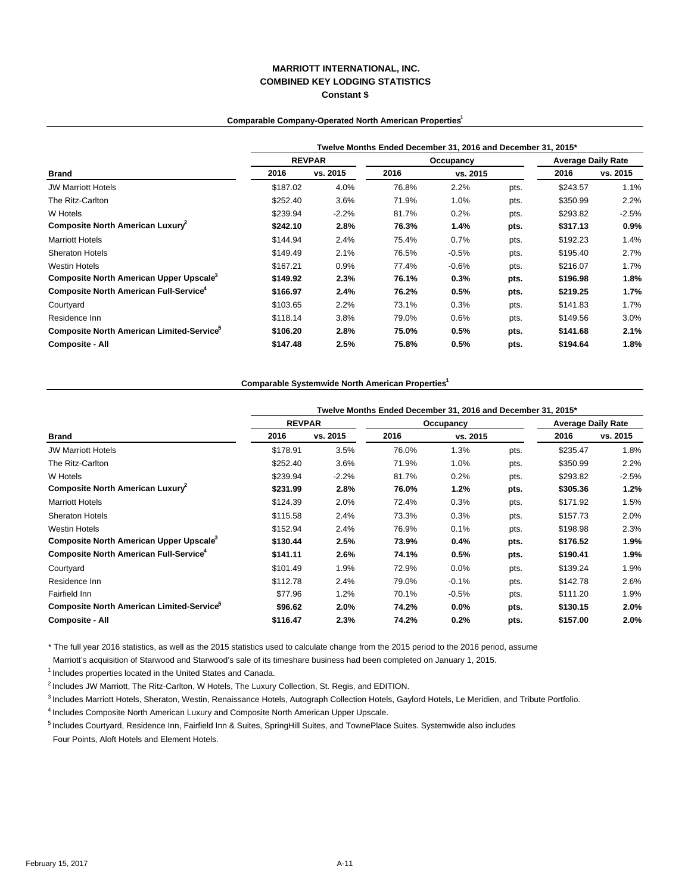# MARRIOTT INTERNATIONAL, INC.
# COMBINED KEY LODGING STATISTICS
# Constant $

### Comparable Company-Operated North American Properties[1]

| | Twelve Months Ended December 31, 2016 and December 31, 2015* | | | | | | |
|---|---|---|---|---|---|---|---|
| | REVPAR | | Occupancy | | | Average Daily Rate | |
| **Brand** | **2016** | **vs. 2015** | **2016** | **vs. 2015** | | **2016** | **vs. 2015** |
| JW Marriott Hotels | $187.02 | 4.0% | 76.8% | 2.2% | pts. | $243.57 | 1.1% |
| The Ritz-Carlton | $252.40 | 3.6% | 71.9% | 1.0% | pts. | $350.99 | 2.2% |
| W Hotels | $239.94 | -2.2% | 81.7% | 0.2% | pts. | $293.82 | -2.5% |
| **Composite North American Luxury[2]** | **$242.10** | **2.8%** | **76.3%** | **1.4%** | **pts.** | **$317.13** | **0.9%** |
| Marriott Hotels | $144.94 | 2.4% | 75.4% | 0.7% | pts. | $192.23 | 1.4% |
| Sheraton Hotels | $149.49 | 2.1% | 76.5% | -0.5% | pts. | $195.40 | 2.7% |
| Westin Hotels | $167.21 | 0.9% | 77.4% | -0.6% | pts. | $216.07 | 1.7% |
| **Composite North American Upper Upscale[3]** | **$149.92** | **2.3%** | **76.1%** | **0.3%** | **pts.** | **$196.98** | **1.8%** |
| **Composite North American Full-Service[4]** | **$166.97** | **2.4%** | **76.2%** | **0.5%** | **pts.** | **$219.25** | **1.7%** |
| Courtyard | $103.65 | 2.2% | 73.1% | 0.3% | pts. | $141.83 | 1.7% |
| Residence Inn | $118.14 | 3.8% | 79.0% | 0.6% | pts. | $149.56 | 3.0% |
| **Composite North American Limited-Service[5]** | **$106.20** | **2.8%** | **75.0%** | **0.5%** | **pts.** | **$141.68** | **2.1%** |
| **Composite - All** | **$147.48** | **2.5%** | **75.8%** | **0.5%** | **pts.** | **$194.64** | **1.8%** |

### Comparable Systemwide North American Properties[1]

| | Twelve Months Ended December 31, 2016 and December 31, 2015* | | | | | | |
|---|---|---|---|---|---|---|---|
| | REVPAR | | Occupancy | | | Average Daily Rate | |
| **Brand** | **2016** | **vs. 2015** | **2016** | **vs. 2015** | | **2016** | **vs. 2015** |
| JW Marriott Hotels | $178.91 | 3.5% | 76.0% | 1.3% | pts. | $235.47 | 1.8% |
| The Ritz-Carlton | $252.40 | 3.6% | 71.9% | 1.0% | pts. | $350.99 | 2.2% |
| W Hotels | $239.94 | -2.2% | 81.7% | 0.2% | pts. | $293.82 | -2.5% |
| **Composite North American Luxury[2]** | **$231.99** | **2.8%** | **76.0%** | **1.2%** | **pts.** | **$305.36** | **1.2%** |
| Marriott Hotels | $124.39 | 2.0% | 72.4% | 0.3% | pts. | $171.92 | 1.5% |
| Sheraton Hotels | $115.58 | 2.4% | 73.3% | 0.3% | pts. | $157.73 | 2.0% |
| Westin Hotels | $152.94 | 2.4% | 76.9% | 0.1% | pts. | $198.98 | 2.3% |
| **Composite North American Upper Upscale[3]** | **$130.44** | **2.5%** | **73.9%** | **0.4%** | **pts.** | **$176.52** | **1.9%** |
| **Composite North American Full-Service[4]** | **$141.11** | **2.6%** | **74.1%** | **0.5%** | **pts.** | **$190.41** | **1.9%** |
| Courtyard | $101.49 | 1.9% | 72.9% | 0.0% | pts. | $139.24 | 1.9% |
| Residence Inn | $112.78 | 2.4% | 79.0% | -0.1% | pts. | $142.78 | 2.6% |
| Fairfield Inn | $77.96 | 1.2% | 70.1% | -0.5% | pts. | $111.20 | 1.9% |
| **Composite North American Limited-Service[5]** | **$96.62** | **2.0%** | **74.2%** | **0.0%** | **pts.** | **$130.15** | **2.0%** |
| **Composite - All** | **$116.47** | **2.3%** | **74.2%** | **0.2%** | **pts.** | **$157.00** | **2.0%** |

* The full year 2016 statistics, as well as the 2015 statistics used to calculate change from the 2015 period to the 2016 period, assume Marriott's acquisition of Starwood and Starwood's sale of its timeshare business had been completed on January 1, 2015.

[1] Includes properties located in the United States and Canada.

[2] Includes JW Marriott, The Ritz-Carlton, W Hotels, The Luxury Collection, St. Regis, and EDITION.

[3] Includes Marriott Hotels, Sheraton, Westin, Renaissance Hotels, Autograph Collection Hotels, Gaylord Hotels, Le Meridien, and Tribute Portfolio.

[4] Includes Composite North American Luxury and Composite North American Upper Upscale.

[5] Includes Courtyard, Residence Inn, Fairfield Inn & Suites, SpringHill Suites, and TownePlace Suites. Systemwide also includes Four Points, Aloft Hotels and Element Hotels.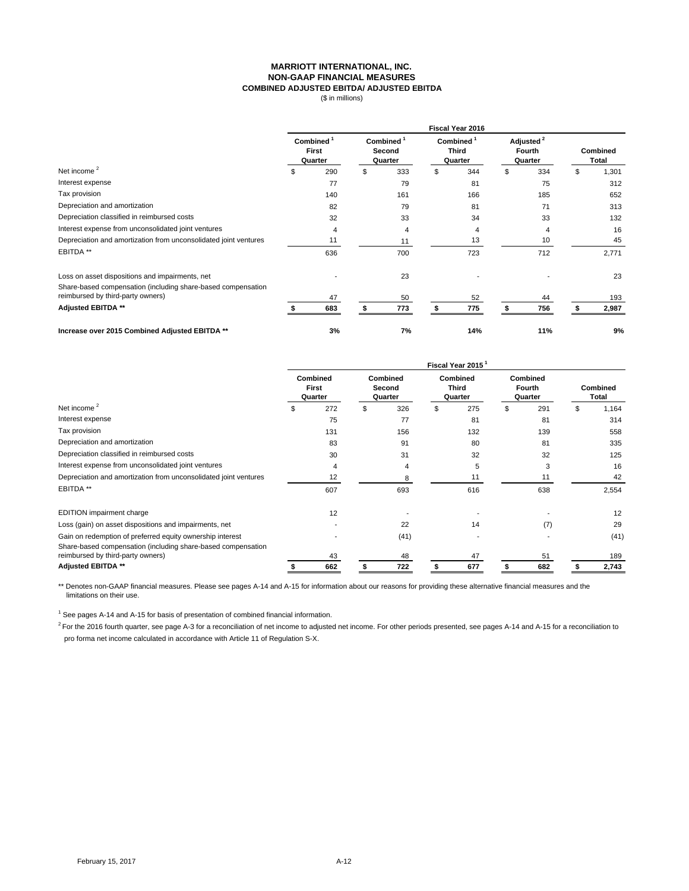# MARRIOTT INTERNATIONAL, INC.
## NON-GAAP FINANCIAL MEASURES
### COMBINED ADJUSTED EBITDA/ ADJUSTED EBITDA
($ in millions)

| | Fiscal Year 2016 | | | | |
|---|---|---|---|---|---|
| | Combined [1] First Quarter | Combined [1] Second Quarter | Combined [1] Third Quarter | Adjusted [2] Fourth Quarter | Combined Total |
| Net income [2] | $ 290 | $ 333 | $ 344 | $ 334 | $ 1,301 |
| Interest expense | 77 | 79 | 81 | 75 | 312 |
| Tax provision | 140 | 161 | 166 | 185 | 652 |
| Depreciation and amortization | 82 | 79 | 81 | 71 | 313 |
| Depreciation classified in reimbursed costs | 32 | 33 | 34 | 33 | 132 |
| Interest expense from unconsolidated joint ventures | 4 | 4 | 4 | 4 | 16 |
| Depreciation and amortization from unconsolidated joint ventures | 11 | 11 | 13 | 10 | 45 |
| EBITDA ** | 636 | 700 | 723 | 712 | 2,771 |
| Loss on asset dispositions and impairments, net | - | 23 | - | - | 23 |
| Share-based compensation (including share-based compensation reimbursed by third-party owners) | 47 | 50 | 52 | 44 | 193 |
| **Adjusted EBITDA \*\*** | **$ 683** | **$ 773** | **$ 775** | **$ 756** | **$ 2,987** |
| **Increase over 2015 Combined Adjusted EBITDA \*\*** | **3%** | **7%** | **14%** | **11%** | **9%** |

| | Fiscal Year 2015 [1] | | | | |
|---|---|---|---|---|---|
| | Combined First Quarter | Combined Second Quarter | Combined Third Quarter | Combined Fourth Quarter | Combined Total |
| Net income [2] | $ 272 | $ 326 | $ 275 | $ 291 | $ 1,164 |
| Interest expense | 75 | 77 | 81 | 81 | 314 |
| Tax provision | 131 | 156 | 132 | 139 | 558 |
| Depreciation and amortization | 83 | 91 | 80 | 81 | 335 |
| Depreciation classified in reimbursed costs | 30 | 31 | 32 | 32 | 125 |
| Interest expense from unconsolidated joint ventures | 4 | 4 | 5 | 3 | 16 |
| Depreciation and amortization from unconsolidated joint ventures | 12 | 8 | 11 | 11 | 42 |
| EBITDA ** | 607 | 693 | 616 | 638 | 2,554 |
| EDITION impairment charge | 12 | - | - | - | 12 |
| Loss (gain) on asset dispositions and impairments, net | - | 22 | 14 | (7) | 29 |
| Gain on redemption of preferred equity ownership interest | - | (41) | - | - | (41) |
| Share-based compensation (including share-based compensation reimbursed by third-party owners) | 43 | 48 | 47 | 51 | 189 |
| **Adjusted EBITDA \*\*** | **$ 662** | **$ 722** | **$ 677** | **$ 682** | **$ 2,743** |

** Denotes non-GAAP financial measures. Please see pages A-14 and A-15 for information about our reasons for providing these alternative financial measures and the limitations on their use.

[1] See pages A-14 and A-15 for basis of presentation of combined financial information.

[2] For the 2016 fourth quarter, see page A-3 for a reconciliation of net income to adjusted net income. For other periods presented, see pages A-14 and A-15 for a reconciliation to pro forma net income calculated in accordance with Article 11 of Regulation S-X.

February 15, 2017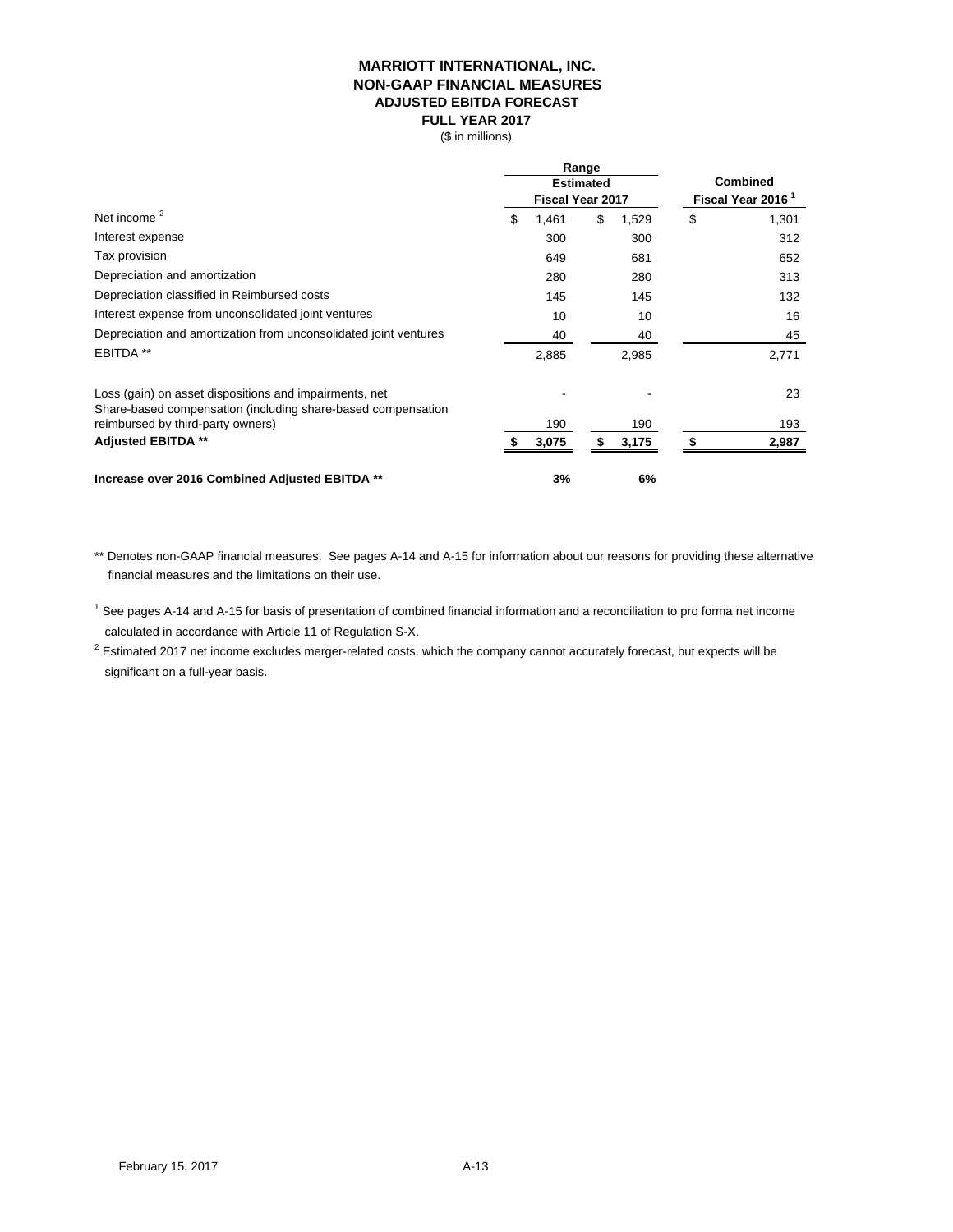# MARRIOTT INTERNATIONAL, INC.
## NON-GAAP FINANCIAL MEASURES
### ADJUSTED EBITDA FORECAST
### FULL YEAR 2017

($ in millions)

| | Range Estimated Fiscal Year 2017 | | Combined Fiscal Year 2016 [1] |
|---|---|---|---|
| Net income [2] | $ 1,461 | $ 1,529 | $ 1,301 |
| Interest expense | 300 | 300 | 312 |
| Tax provision | 649 | 681 | 652 |
| Depreciation and amortization | 280 | 280 | 313 |
| Depreciation classified in Reimbursed costs | 145 | 145 | 132 |
| Interest expense from unconsolidated joint ventures | 10 | 10 | 16 |
| Depreciation and amortization from unconsolidated joint ventures | 40 | 40 | 45 |
| EBITDA ** | 2,885 | 2,985 | 2,771 |
| | | | |
| Loss (gain) on asset dispositions and impairments, net | - | - | 23 |
| Share-based compensation (including share-based compensation reimbursed by third-party owners) | 190 | 190 | 193 |
| **Adjusted EBITDA **** | **$ 3,075** | **$ 3,175** | **$ 2,987** |
| | | | |
| **Increase over 2016 Combined Adjusted EBITDA **** | **3%** | **6%** | |

** Denotes non-GAAP financial measures. See pages A-14 and A-15 for information about our reasons for providing these alternative financial measures and the limitations on their use.

[1] See pages A-14 and A-15 for basis of presentation of combined financial information and a reconciliation to pro forma net income calculated in accordance with Article 11 of Regulation S-X.

[2] Estimated 2017 net income excludes merger-related costs, which the company cannot accurately forecast, but expects will be significant on a full-year basis.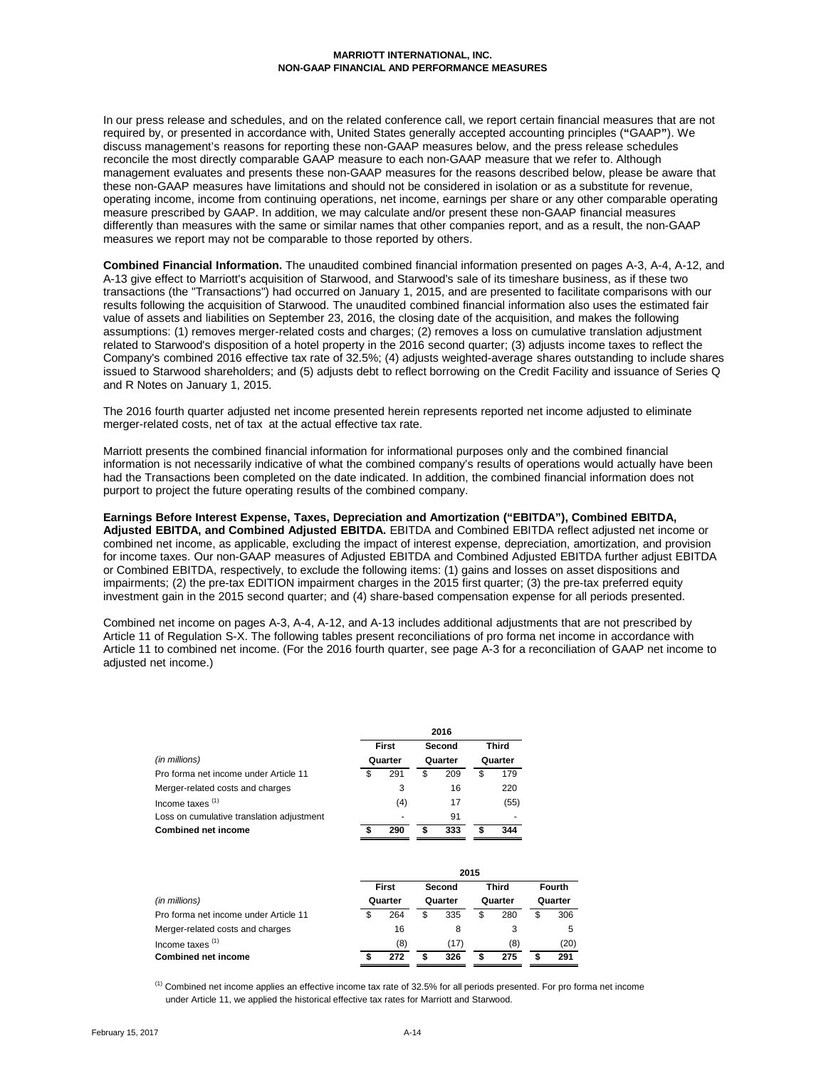# MARRIOTT INTERNATIONAL, INC.
## NON-GAAP FINANCIAL AND PERFORMANCE MEASURES

In our press release and schedules, and on the related conference call, we report certain financial measures that are not required by, or presented in accordance with, United States generally accepted accounting principles ("GAAP"). We discuss management's reasons for reporting these non-GAAP measures below, and the press release schedules reconcile the most directly comparable GAAP measure to each non-GAAP measure that we refer to. Although management evaluates and presents these non-GAAP measures for the reasons described below, please be aware that these non-GAAP measures have limitations and should not be considered in isolation or as a substitute for revenue, operating income, income from continuing operations, net income, earnings per share or any other comparable operating measure prescribed by GAAP. In addition, we may calculate and/or present these non-GAAP financial measures differently than measures with the same or similar names that other companies report, and as a result, the non-GAAP measures we report may not be comparable to those reported by others.

**Combined Financial Information.** The unaudited combined financial information presented on pages A-3, A-4, A-12, and A-13 give effect to Marriott's acquisition of Starwood, and Starwood's sale of its timeshare business, as if these two transactions (the "Transactions") had occurred on January 1, 2015, and are presented to facilitate comparisons with our results following the acquisition of Starwood. The unaudited combined financial information also uses the estimated fair value of assets and liabilities on September 23, 2016, the closing date of the acquisition, and makes the following assumptions: (1) removes merger-related costs and charges; (2) removes a loss on cumulative translation adjustment related to Starwood's disposition of a hotel property in the 2016 second quarter; (3) adjusts income taxes to reflect the Company's combined 2016 effective tax rate of 32.5%; (4) adjusts weighted-average shares outstanding to include shares issued to Starwood shareholders; and (5) adjusts debt to reflect borrowing on the Credit Facility and issuance of Series Q and R Notes on January 1, 2015.

The 2016 fourth quarter adjusted net income presented herein represents reported net income adjusted to eliminate merger-related costs, net of tax at the actual effective tax rate.

Marriott presents the combined financial information for informational purposes only and the combined financial information is not necessarily indicative of what the combined company's results of operations would actually have been had the Transactions been completed on the date indicated. In addition, the combined financial information does not purport to project the future operating results of the combined company.

**Earnings Before Interest Expense, Taxes, Depreciation and Amortization ("EBITDA"), Combined EBITDA, Adjusted EBITDA, and Combined Adjusted EBITDA.** EBITDA and Combined EBITDA reflect adjusted net income or combined net income, as applicable, excluding the impact of interest expense, depreciation, amortization, and provision for income taxes. Our non-GAAP measures of Adjusted EBITDA and Combined Adjusted EBITDA further adjust EBITDA or Combined EBITDA, respectively, to exclude the following items: (1) gains and losses on asset dispositions and impairments; (2) the pre-tax EDITION impairment charges in the 2015 first quarter; (3) the pre-tax preferred equity investment gain in the 2015 second quarter; and (4) share-based compensation expense for all periods presented.

Combined net income on pages A-3, A-4, A-12, and A-13 includes additional adjustments that are not prescribed by Article 11 of Regulation S-X. The following tables present reconciliations of pro forma net income in accordance with Article 11 to combined net income. (For the 2016 fourth quarter, see page A-3 for a reconciliation of GAAP net income to adjusted net income.)

| | 2016 | | |
|---|---|---|---|
| *(in millions)* | First Quarter | Second Quarter | Third Quarter |
| Pro forma net income under Article 11 | $ 291 | $ 209 | $ 179 |
| Merger-related costs and charges | 3 | 16 | 220 |
| Income taxes [1] | (4) | 17 | (55) |
| Loss on cumulative translation adjustment | - | 91 | - |
| **Combined net income** | **$ 290** | **$ 333** | **$ 344** |

| | 2015 | | | |
|---|---|---|---|---|
| *(in millions)* | First Quarter | Second Quarter | Third Quarter | Fourth Quarter |
| Pro forma net income under Article 11 | $ 264 | $ 335 | $ 280 | $ 306 |
| Merger-related costs and charges | 16 | 8 | 3 | 5 |
| Income taxes [1] | (8) | (17) | (8) | (20) |
| **Combined net income** | **$ 272** | **$ 326** | **$ 275** | **$ 291** |

[1] Combined net income applies an effective income tax rate of 32.5% for all periods presented. For pro forma net income under Article 11, we applied the historical effective tax rates for Marriott and Starwood.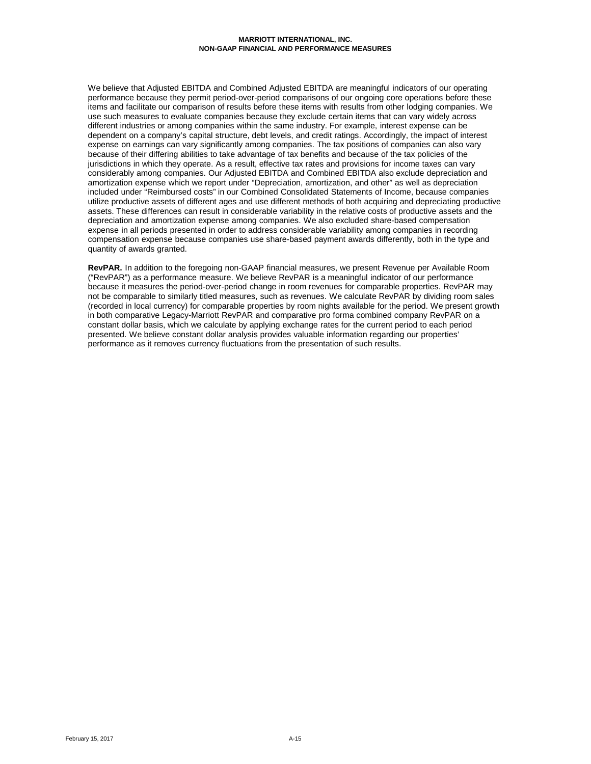We believe that Adjusted EBITDA and Combined Adjusted EBITDA are meaningful indicators of our operating performance because they permit period-over-period comparisons of our ongoing core operations before these items and facilitate our comparison of results before these items with results from other lodging companies. We use such measures to evaluate companies because they exclude certain items that can vary widely across different industries or among companies within the same industry. For example, interest expense can be dependent on a company's capital structure, debt levels, and credit ratings. Accordingly, the impact of interest expense on earnings can vary significantly among companies. The tax positions of companies can also vary because of their differing abilities to take advantage of tax benefits and because of the tax policies of the jurisdictions in which they operate. As a result, effective tax rates and provisions for income taxes can vary considerably among companies. Our Adjusted EBITDA and Combined EBITDA also exclude depreciation and amortization expense which we report under "Depreciation, amortization, and other" as well as depreciation included under "Reimbursed costs" in our Combined Consolidated Statements of Income, because companies utilize productive assets of different ages and use different methods of both acquiring and depreciating productive assets. These differences can result in considerable variability in the relative costs of productive assets and the depreciation and amortization expense among companies. We also excluded share-based compensation expense in all periods presented in order to address considerable variability among companies in recording compensation expense because companies use share-based payment awards differently, both in the type and quantity of awards granted.

**RevPAR.** In addition to the foregoing non-GAAP financial measures, we present Revenue per Available Room ("RevPAR") as a performance measure. We believe RevPAR is a meaningful indicator of our performance because it measures the period-over-period change in room revenues for comparable properties. RevPAR may not be comparable to similarly titled measures, such as revenues. We calculate RevPAR by dividing room sales (recorded in local currency) for comparable properties by room nights available for the period. We present growth in both comparative Legacy-Marriott RevPAR and comparative pro forma combined company RevPAR on a constant dollar basis, which we calculate by applying exchange rates for the current period to each period presented. We believe constant dollar analysis provides valuable information regarding our properties' performance as it removes currency fluctuations from the presentation of such results.